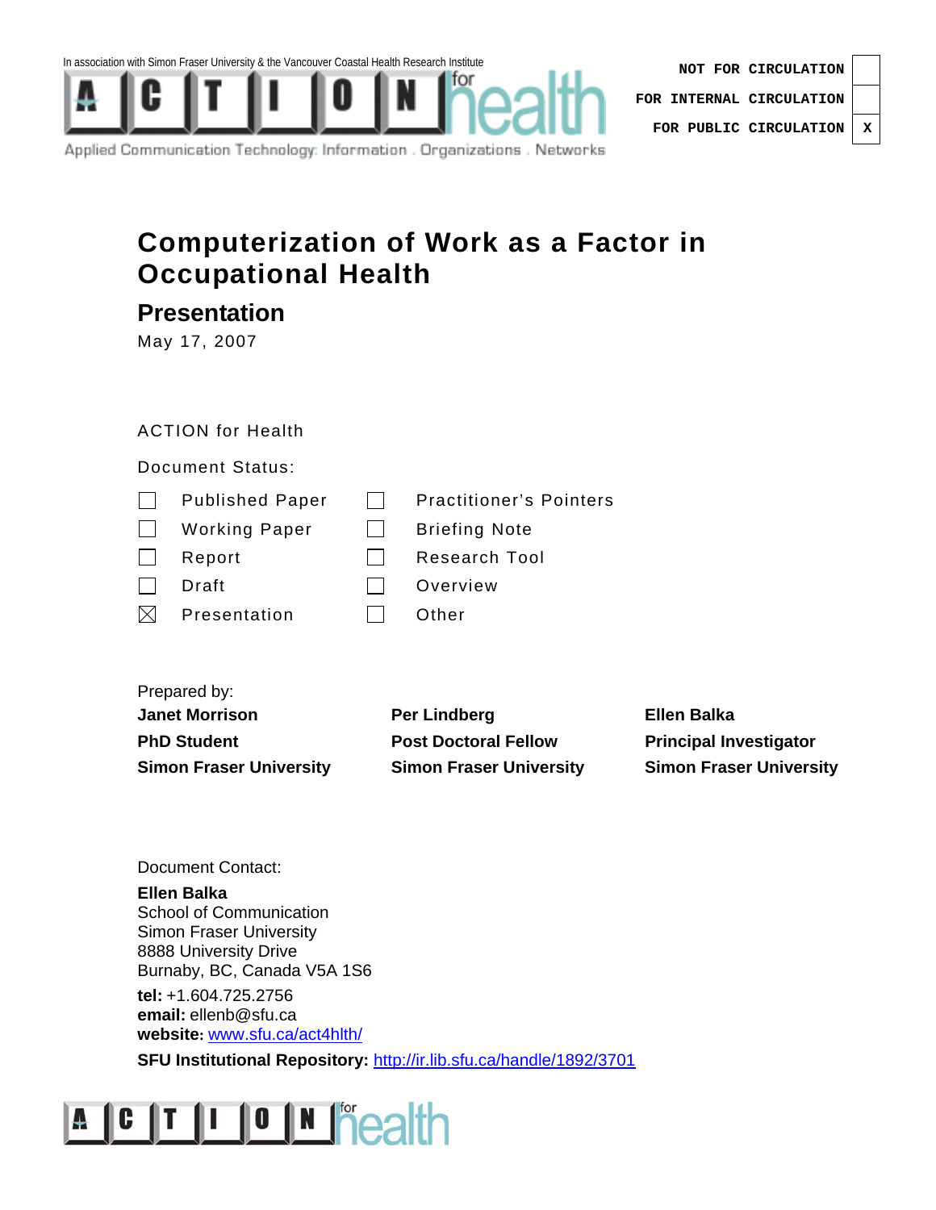In association with Simon Fraser University & the Vancouver Coastal Health Research Institute

ACTION for health

Applied Communication Technology: Information . Organizations . Networks

| | |
|---|---|
| NOT FOR CIRCULATION | |
| FOR INTERNAL CIRCULATION | |
| FOR PUBLIC CIRCULATION | X |

# Computerization of Work as a Factor in Occupational Health

## Presentation

May 17, 2007

ACTION for Health

Document Status:

| | | | |
|---|---|---|---|
| ☐ | Published Paper | ☐ | Practitioner's Pointers |
| ☐ | Working Paper | ☐ | Briefing Note |
| ☐ | Report | ☐ | Research Tool |
| ☐ | Draft | ☐ | Overview |
| ☒ | Presentation | ☐ | Other |

Prepared by:

| | | |
|---|---|---|
| **Janet Morrison** | **Per Lindberg** | **Ellen Balka** |
| **PhD Student** | **Post Doctoral Fellow** | **Principal Investigator** |
| **Simon Fraser University** | **Simon Fraser University** | **Simon Fraser University** |

Document Contact:

**Ellen Balka**
School of Communication
Simon Fraser University
8888 University Drive
Burnaby, BC, Canada V5A 1S6

**tel:** +1.604.725.2756
**email:** ellenb@sfu.ca
**website:** www.sfu.ca/act4hlth/

**SFU Institutional Repository:** http://ir.lib.sfu.ca/handle/1892/3701

ACTION for health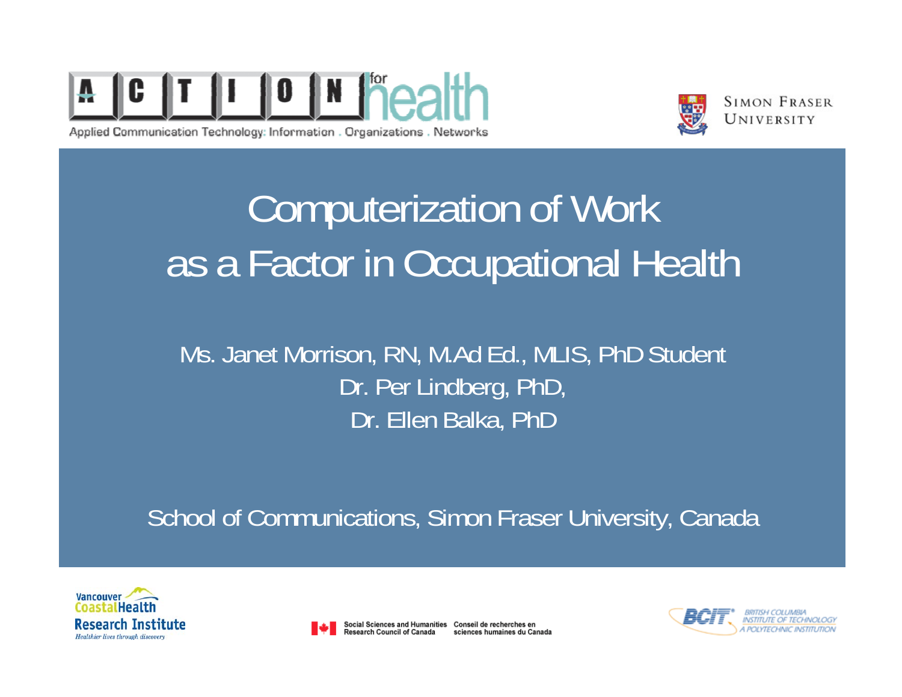ACTION for health

Applied Communication Technology: Information . Organizations . Networks

SIMON FRASER UNIVERSITY

# Computerization of Work as a Factor in Occupational Health

Ms. Janet Morrison, RN, M.Ad Ed., MLIS, PhD Student

Dr. Per Lindberg, PhD,

Dr. Ellen Balka, PhD

School of Communications, Simon Fraser University, Canada

Vancouver Coastal Health Research Institute — Healthier lives through discovery

Social Sciences and Humanities Research Council of Canada — Conseil de recherches en sciences humaines du Canada

BCIT — British Columbia Institute of Technology — A Polytechnic Institution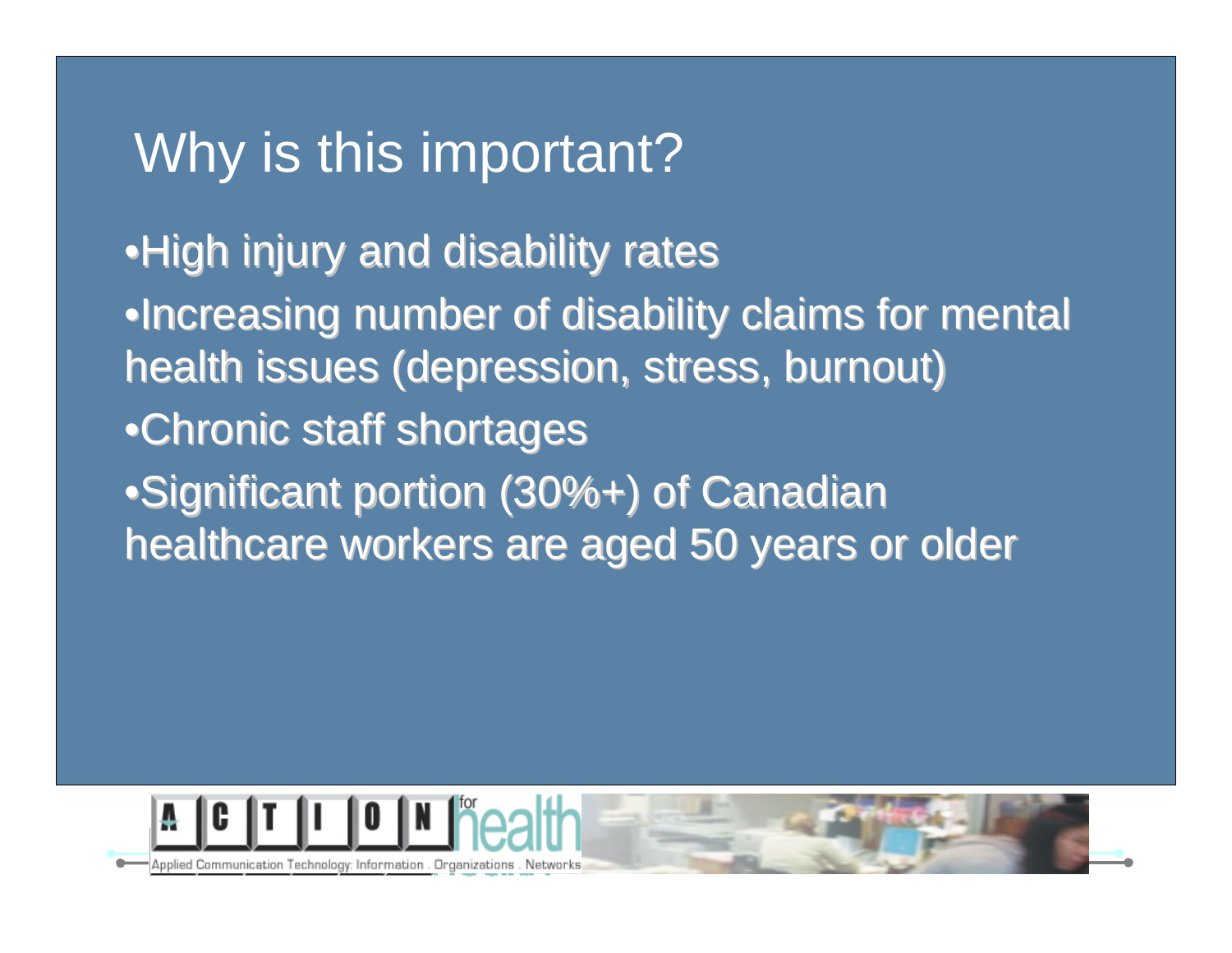# Why is this important?

- High injury and disability rates
- Increasing number of disability claims for mental health issues (depression, stress, burnout)
- Chronic staff shortages
- Significant portion (30%+) of Canadian healthcare workers are aged 50 years or older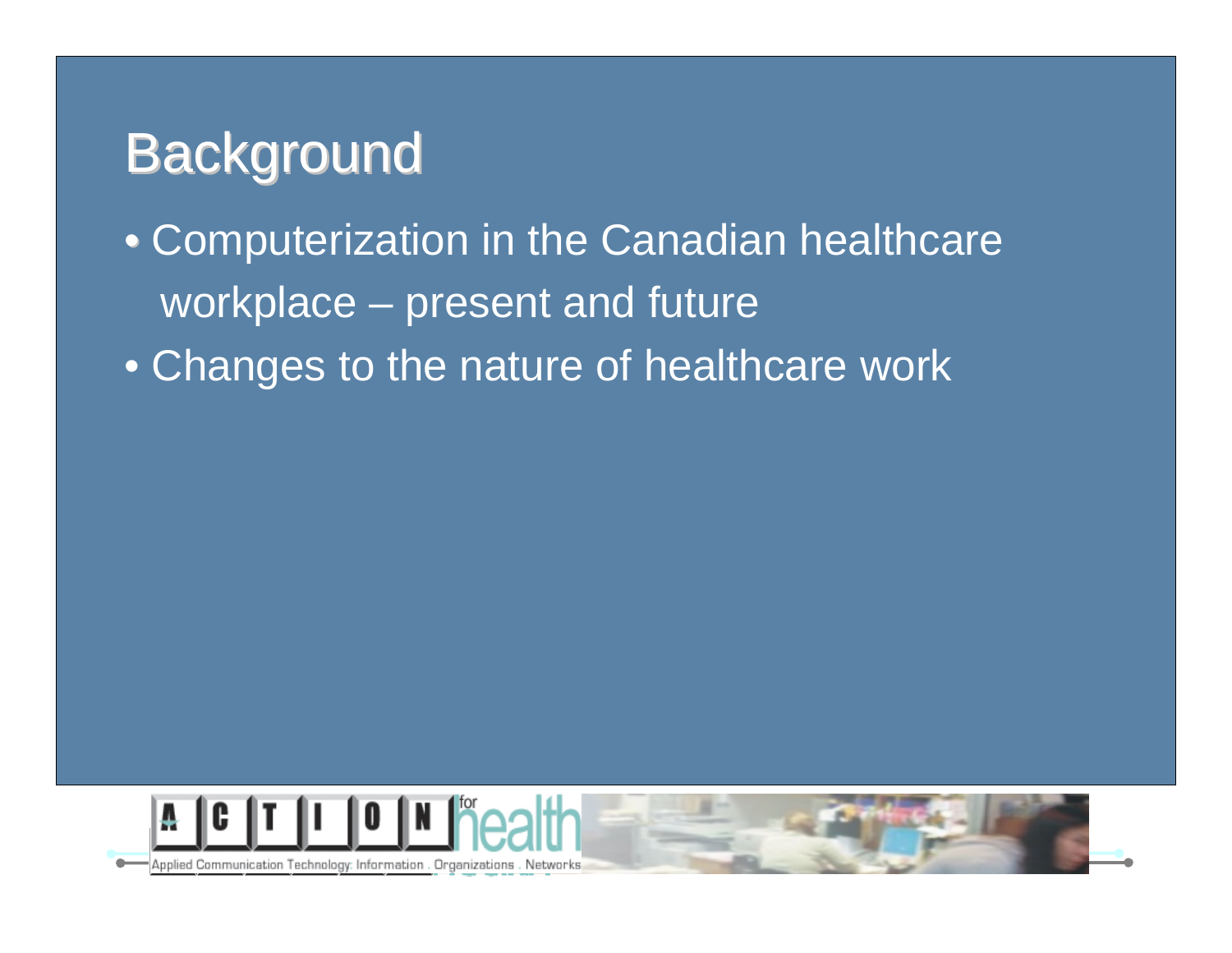# Background

- Computerization in the Canadian healthcare workplace – present and future
- Changes to the nature of healthcare work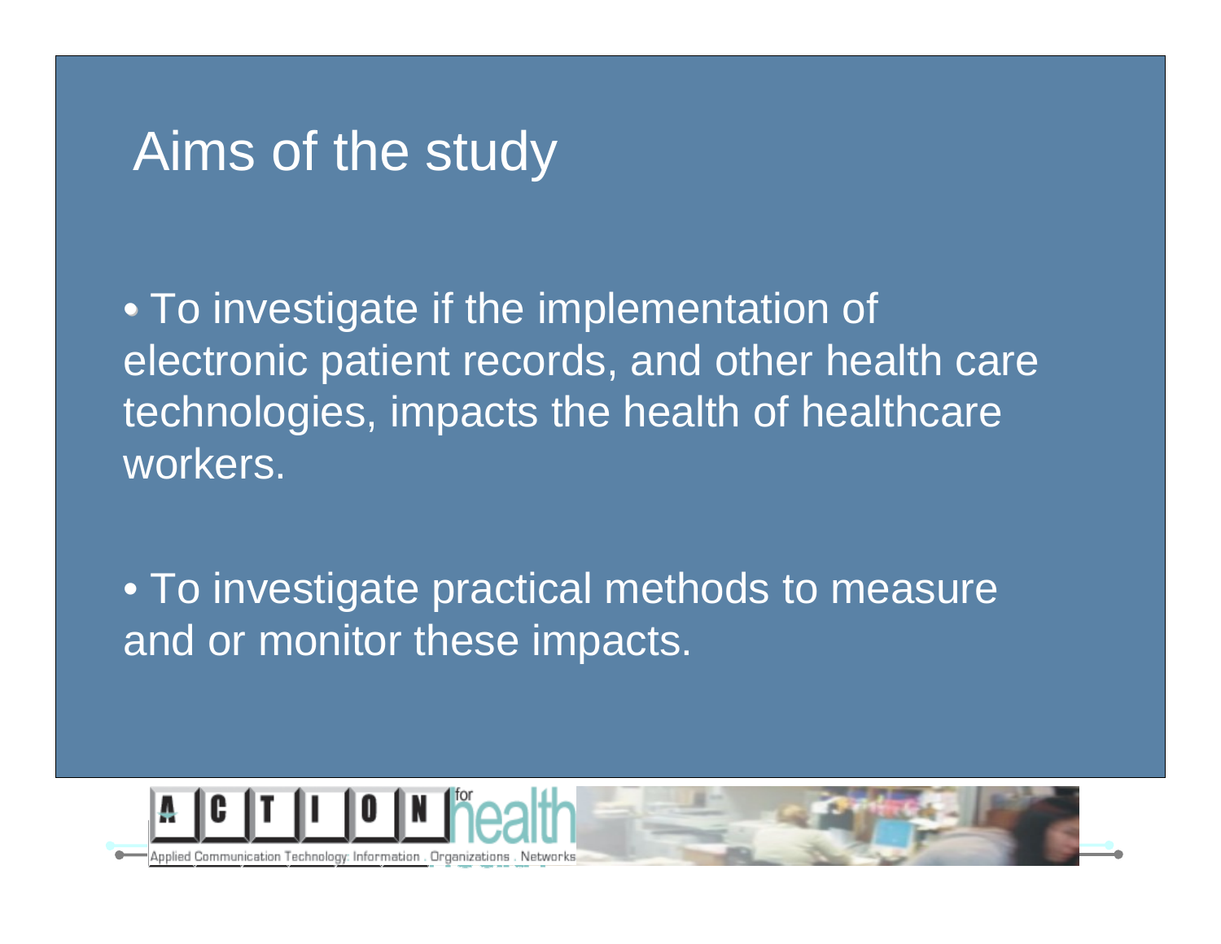# Aims of the study

- To investigate if the implementation of electronic patient records, and other health care technologies, impacts the health of healthcare workers.

- To investigate practical methods to measure and or monitor these impacts.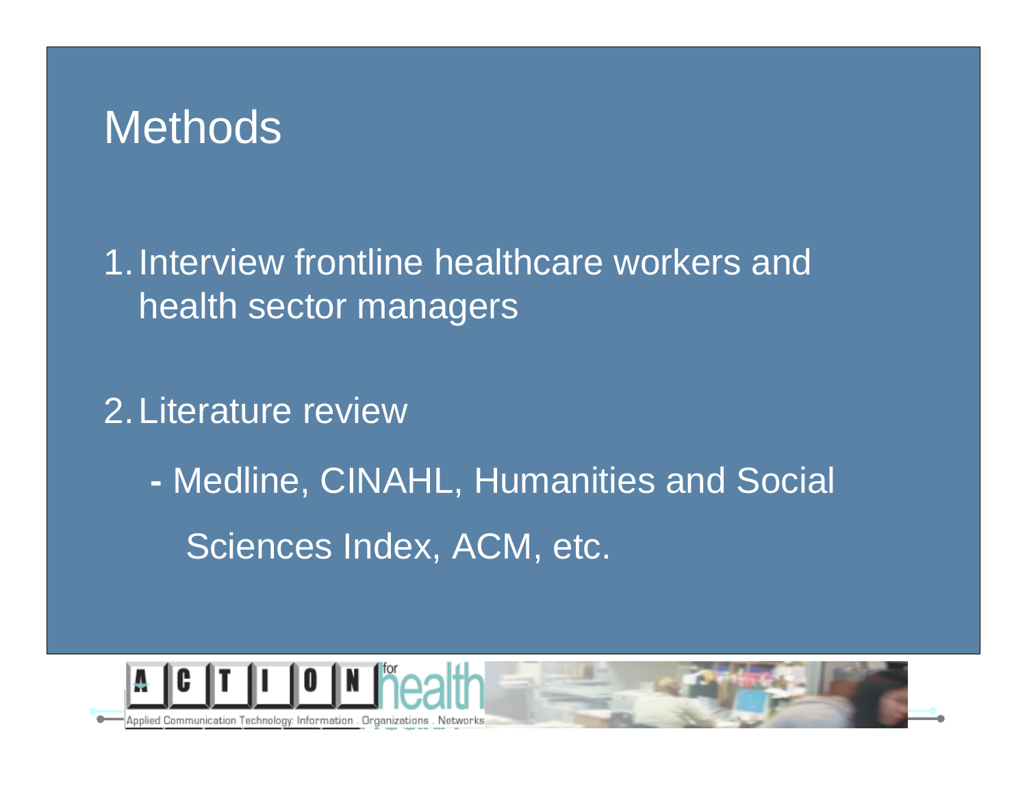# Methods

1. Interview frontline healthcare workers and health sector managers

2. Literature review

   - Medline, CINAHL, Humanities and Social Sciences Index, ACM, etc.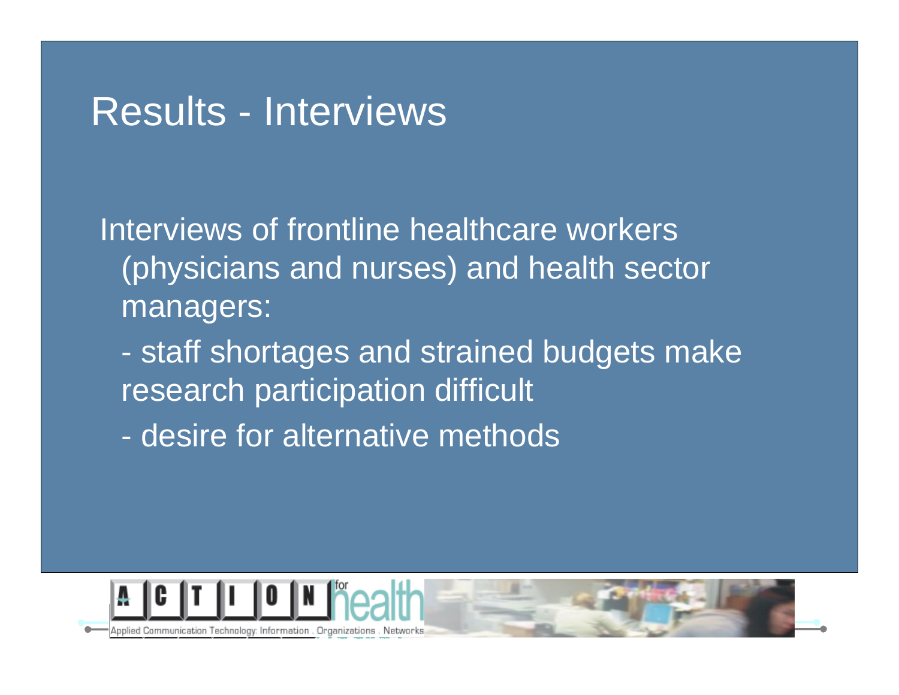# Results - Interviews

Interviews of frontline healthcare workers (physicians and nurses) and health sector managers:

- staff shortages and strained budgets make research participation difficult
- desire for alternative methods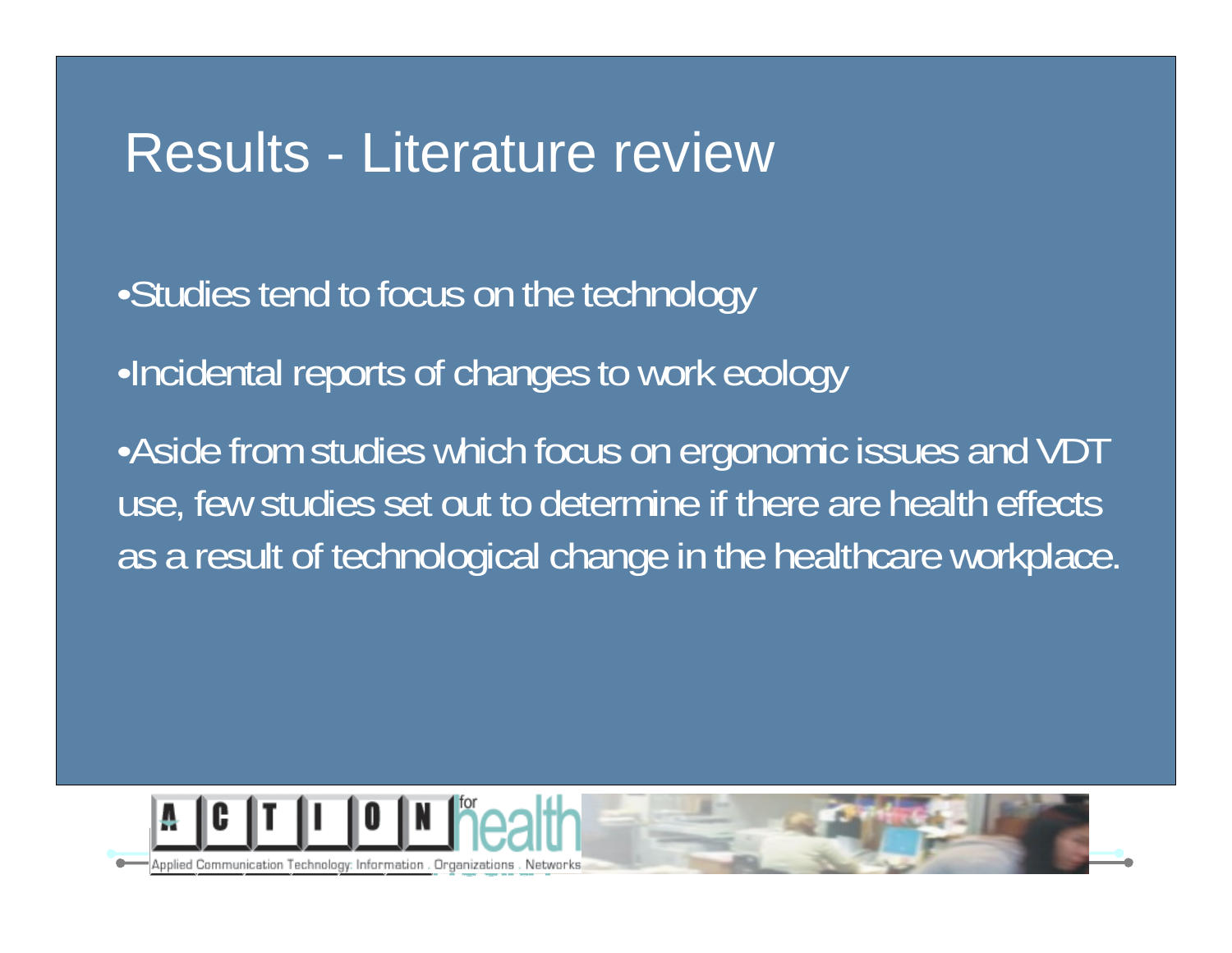# Results - Literature review

- Studies tend to focus on the technology
- Incidental reports of changes to work ecology
- Aside from studies which focus on ergonomic issues and VDT use, few studies set out to determine if there are health effects as a result of technological change in the healthcare workplace.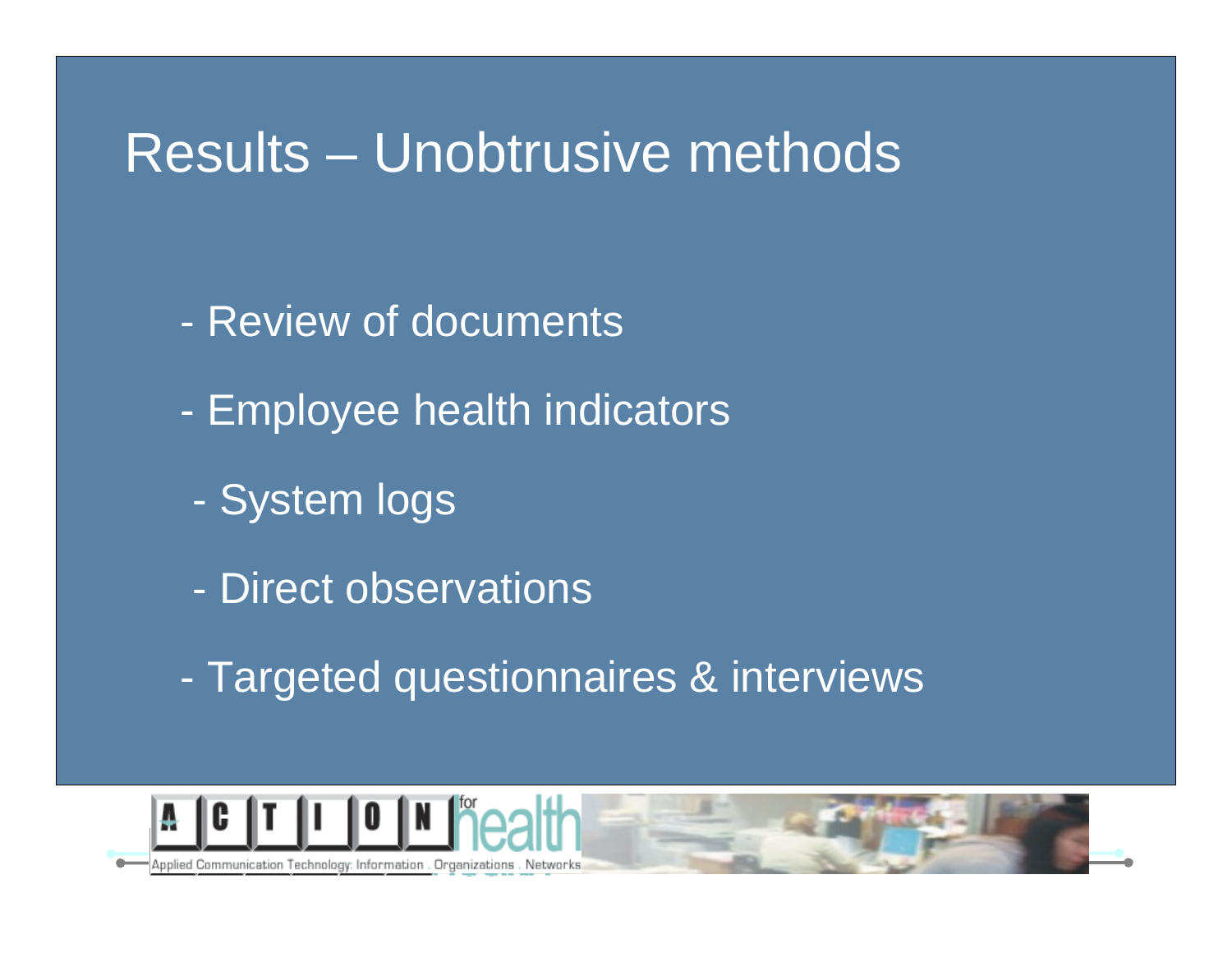# Results – Unobtrusive methods

- Review of documents
- Employee health indicators
- System logs
- Direct observations
- Targeted questionnaires & interviews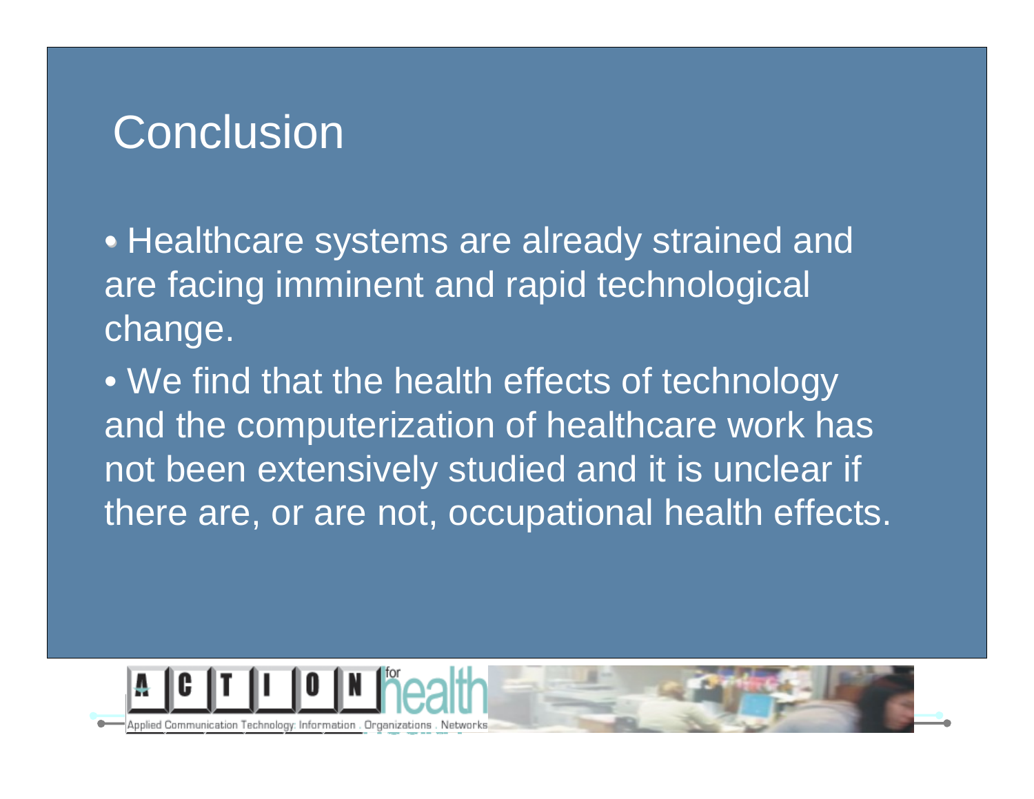# Conclusion

- Healthcare systems are already strained and are facing imminent and rapid technological change.
- We find that the health effects of technology and the computerization of healthcare work has not been extensively studied and it is unclear if there are, or are not, occupational health effects.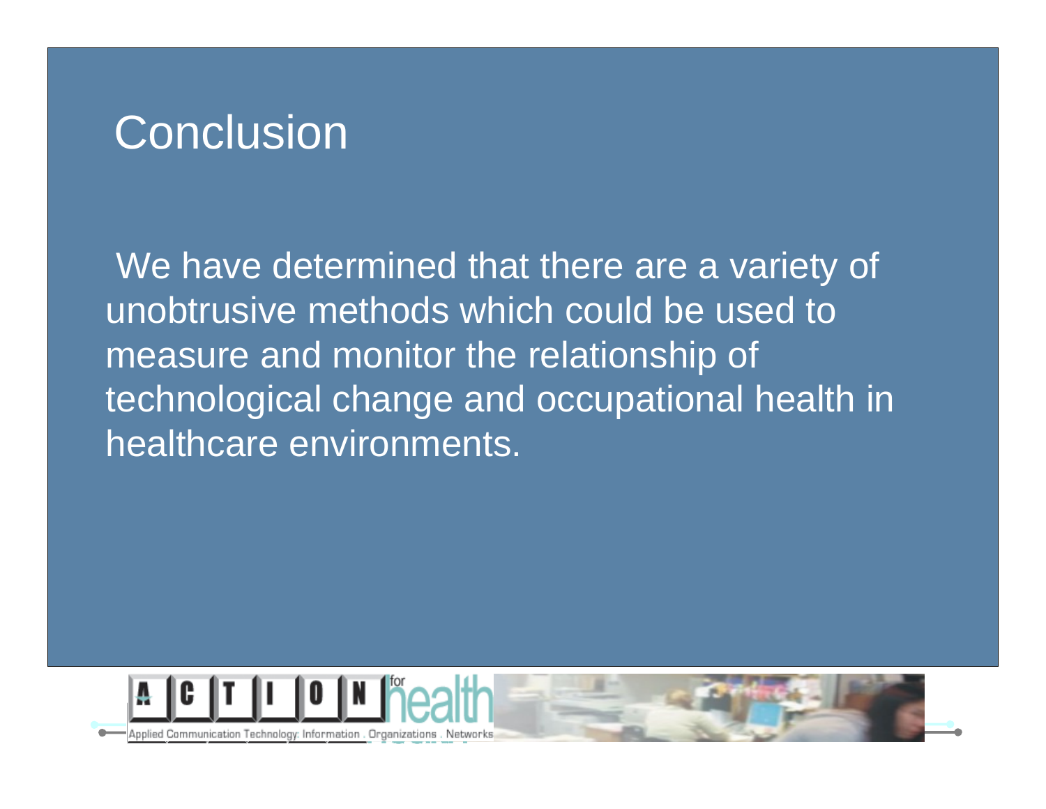# Conclusion

We have determined that there are a variety of unobtrusive methods which could be used to measure and monitor the relationship of technological change and occupational health in healthcare environments.